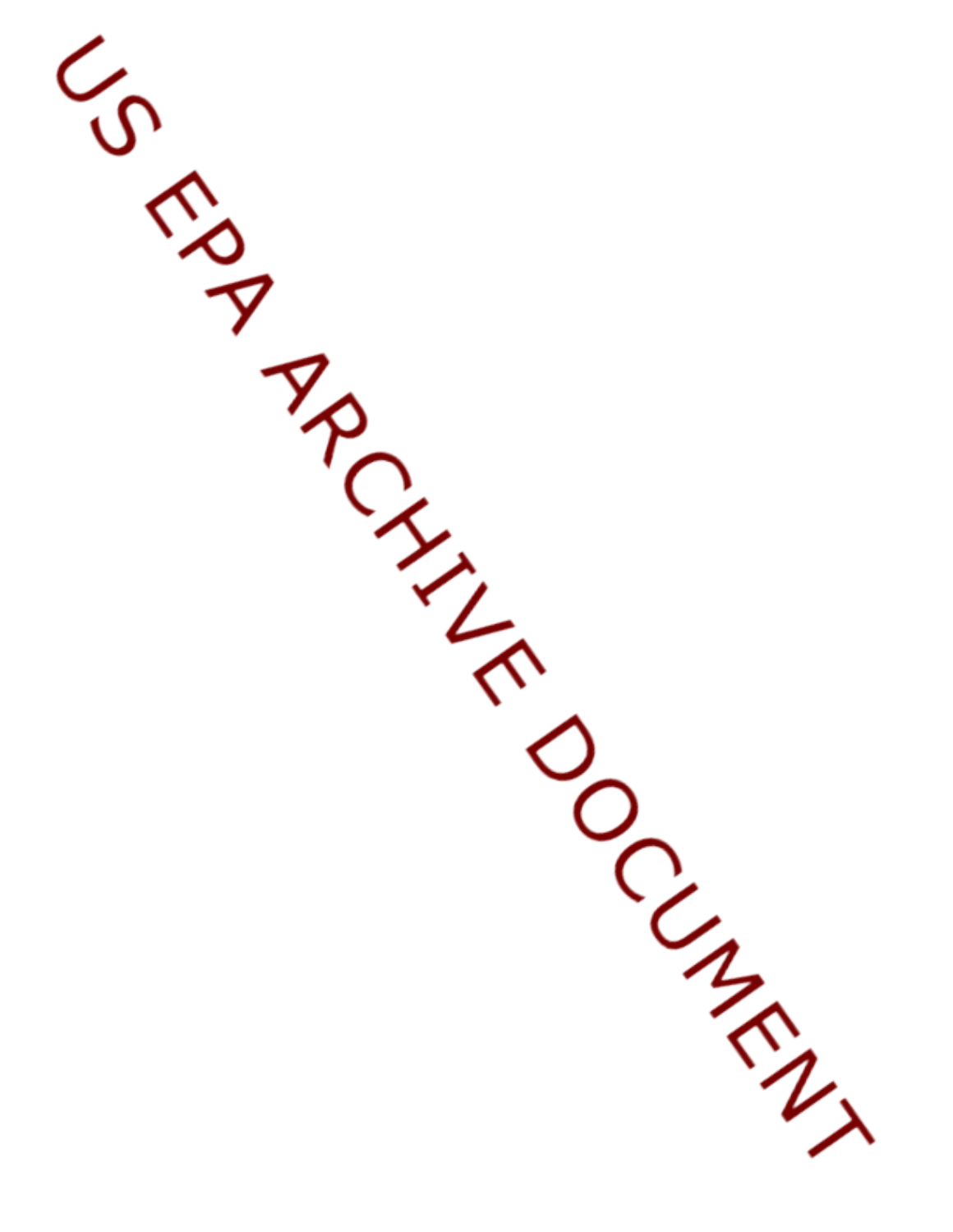US EPA ARCHIVE DOCUMENT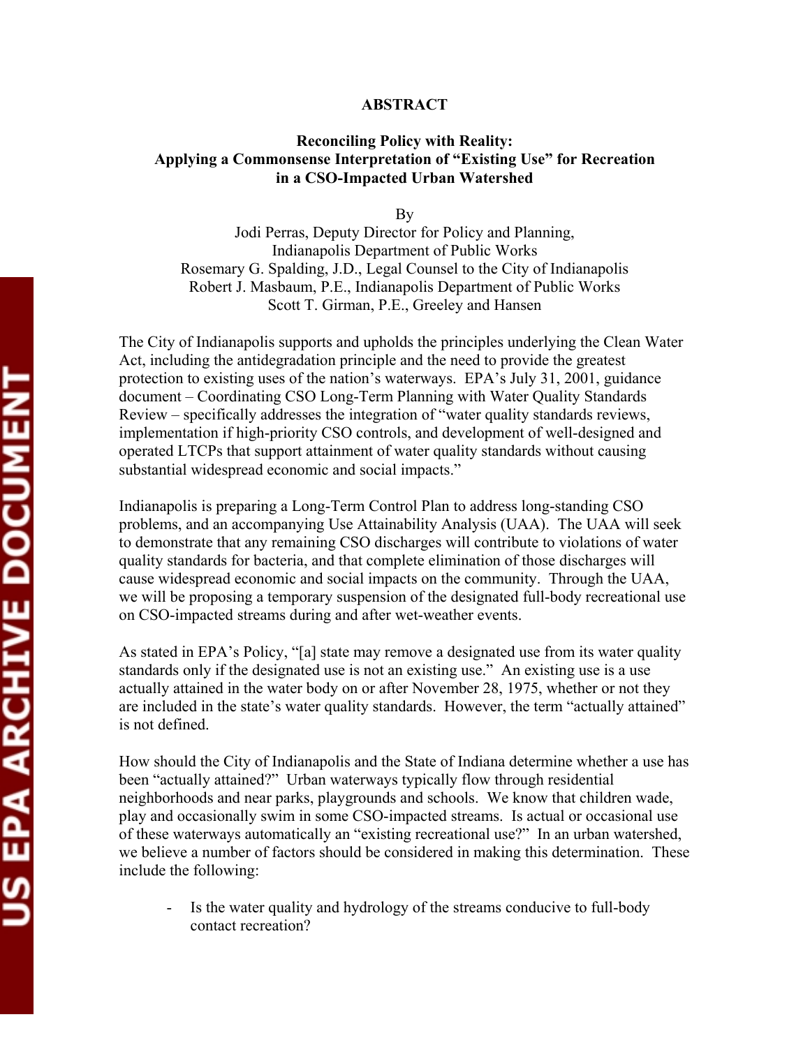**ABSTRACT**

**Reconciling Policy with Reality: Applying a Commonsense Interpretation of "Existing Use" for Recreation in a CSO-Impacted Urban Watershed**

By
Jodi Perras, Deputy Director for Policy and Planning, Indianapolis Department of Public Works
Rosemary G. Spalding, J.D., Legal Counsel to the City of Indianapolis
Robert J. Masbaum, P.E., Indianapolis Department of Public Works
Scott T. Girman, P.E., Greeley and Hansen

The City of Indianapolis supports and upholds the principles underlying the Clean Water Act, including the antidegradation principle and the need to provide the greatest protection to existing uses of the nation's waterways. EPA's July 31, 2001, guidance document – Coordinating CSO Long-Term Planning with Water Quality Standards Review – specifically addresses the integration of "water quality standards reviews, implementation if high-priority CSO controls, and development of well-designed and operated LTCPs that support attainment of water quality standards without causing substantial widespread economic and social impacts."

Indianapolis is preparing a Long-Term Control Plan to address long-standing CSO problems, and an accompanying Use Attainability Analysis (UAA). The UAA will seek to demonstrate that any remaining CSO discharges will contribute to violations of water quality standards for bacteria, and that complete elimination of those discharges will cause widespread economic and social impacts on the community. Through the UAA, we will be proposing a temporary suspension of the designated full-body recreational use on CSO-impacted streams during and after wet-weather events.

As stated in EPA's Policy, "[a] state may remove a designated use from its water quality standards only if the designated use is not an existing use." An existing use is a use actually attained in the water body on or after November 28, 1975, whether or not they are included in the state's water quality standards. However, the term "actually attained" is not defined.

How should the City of Indianapolis and the State of Indiana determine whether a use has been "actually attained?" Urban waterways typically flow through residential neighborhoods and near parks, playgrounds and schools. We know that children wade, play and occasionally swim in some CSO-impacted streams. Is actual or occasional use of these waterways automatically an "existing recreational use?" In an urban watershed, we believe a number of factors should be considered in making this determination. These include the following:

- Is the water quality and hydrology of the streams conducive to full-body contact recreation?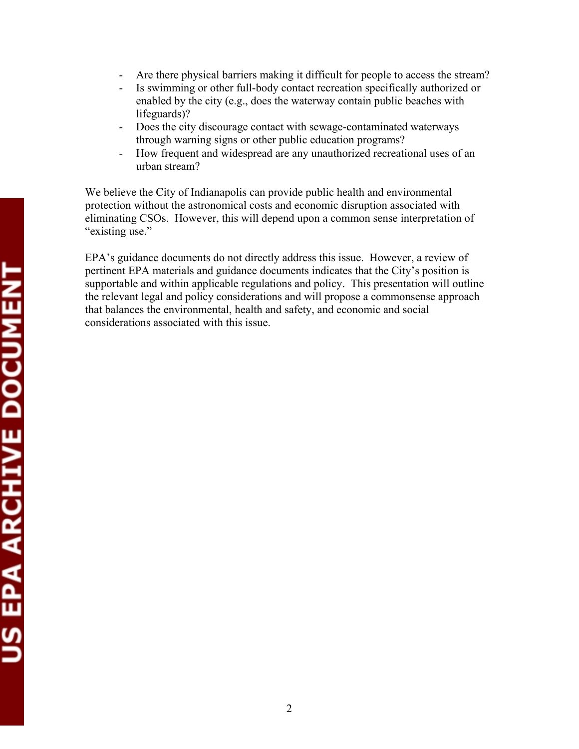- Are there physical barriers making it difficult for people to access the stream?
- Is swimming or other full-body contact recreation specifically authorized or enabled by the city (e.g., does the waterway contain public beaches with lifeguards)?
- Does the city discourage contact with sewage-contaminated waterways through warning signs or other public education programs?
- How frequent and widespread are any unauthorized recreational uses of an urban stream?

We believe the City of Indianapolis can provide public health and environmental protection without the astronomical costs and economic disruption associated with eliminating CSOs. However, this will depend upon a common sense interpretation of "existing use."

EPA's guidance documents do not directly address this issue. However, a review of pertinent EPA materials and guidance documents indicates that the City's position is supportable and within applicable regulations and policy. This presentation will outline the relevant legal and policy considerations and will propose a commonsense approach that balances the environmental, health and safety, and economic and social considerations associated with this issue.